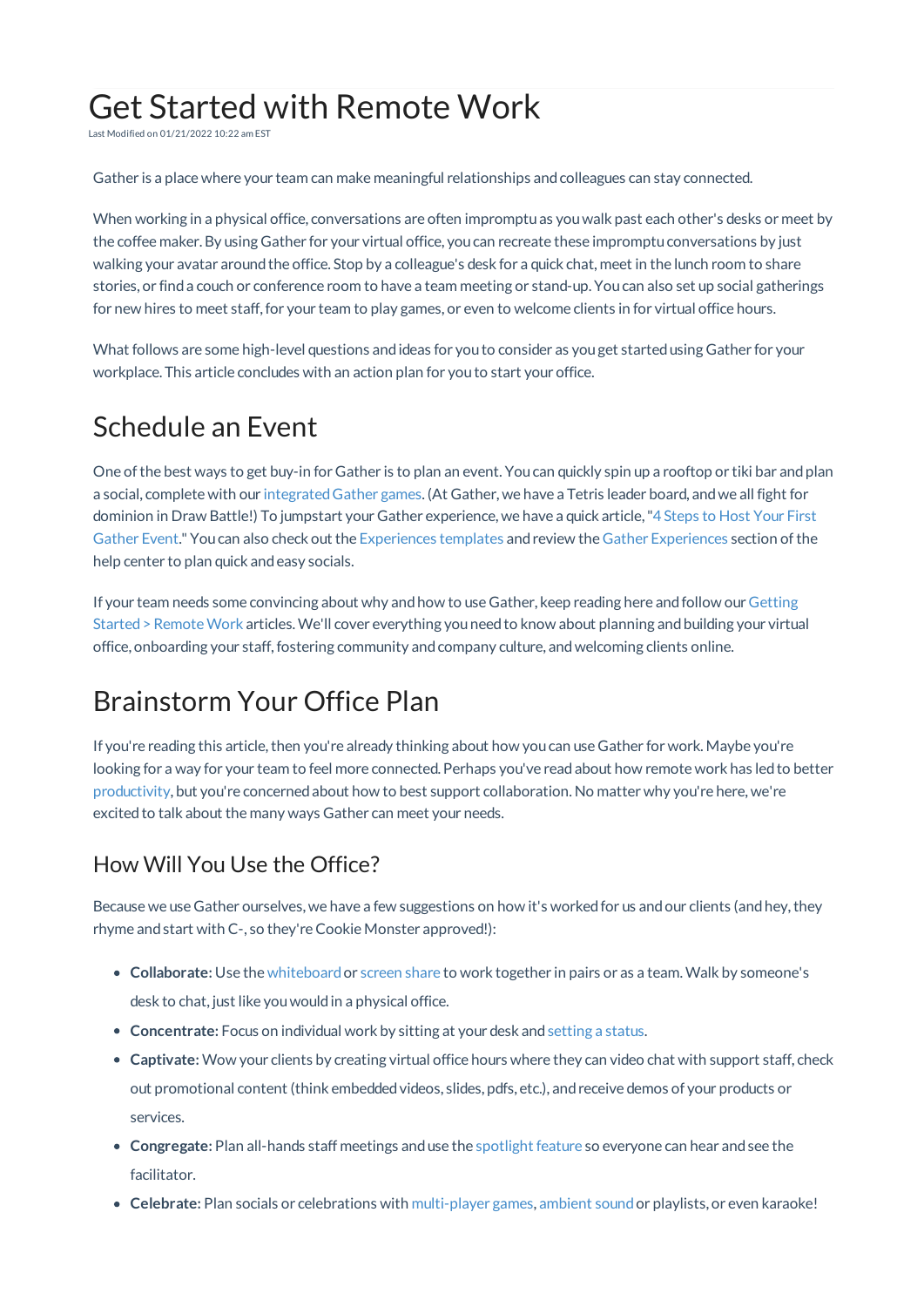# Get Started with Remote Work

Last Modified on 01/21/2022 10:22 am EST

Gather is a place where your team can make meaningful relationships and colleagues can stay connected.

When working in a physical office, conversations are often impromptu as you walk past each other's desks or meet by the coffee maker. By using Gather for your virtual office, you can recreate these impromptu conversations by just walking your avatar around the office. Stop by a colleague's desk for a quick chat, meet in the lunch room to share stories, or find a couch or conference room to have a team meeting or stand-up. You can also set up social gatherings for new hires to meet staff, for your team to play games, or even to welcome clients in for virtual office hours.

What follows are some high-level questions and ideas for you to consider as you get started using Gather for your workplace. This article concludes with an action plan for you to start your office.

## Schedule an Event

One of the best ways to get buy-in for Gather is to plan an event. You can quickly spin up a rooftop or tiki bar and plan a social, complete with our integrated Gather games. (At Gather, we have a Tetris leader board, and we all fight for dominion in Draw Battle!) To jumpstart your Gather experience, we have a quick article, "4 Steps to Host Your First Gather Event." You can also check out the Experiences templates and review the Gather Experiences section of the help center to plan quick and easy socials.

If your team needs some convincing about why and how to use Gather, keep reading here and follow our Getting Started > Remote Work articles. We'll cover everything you need to know about planning and building your virtual office, onboarding your staff, fostering community and company culture, and welcoming clients online.

## Brainstorm Your Office Plan

If you're reading this article, then you're already thinking about how you can use Gather for work. Maybe you're looking for a way for your team to feel more connected. Perhaps you've read about how remote work has led to better productivity, but you're concerned about how to best support collaboration. No matter why you're here, we're excited to talk about the many ways Gather can meet your needs.

### How Will You Use the Office?

Because we use Gather ourselves, we have a few suggestions on how it's worked for us and our clients (and hey, they rhyme and start with C-, so they're Cookie Monster approved!):

- **Collaborate:** Use the whiteboard or screen share to work together in pairs or as a team. Walk by someone's desk to chat, just like you would in a physical office.
- **Concentrate:** Focus on individual work by sitting at your desk and setting a status.
- **Captivate:** Wow your clients by creating virtual office hours where they can video chat with support staff, check out promotional content (think embedded videos, slides, pdfs, etc.), and receive demos of your products or services.
- **Congregate:** Plan all-hands staff meetings and use the spotlight feature so everyone can hear and see the facilitator.
- **Celebrate:** Plan socials or celebrations with multi-player games, ambient sound or playlists, or even karaoke!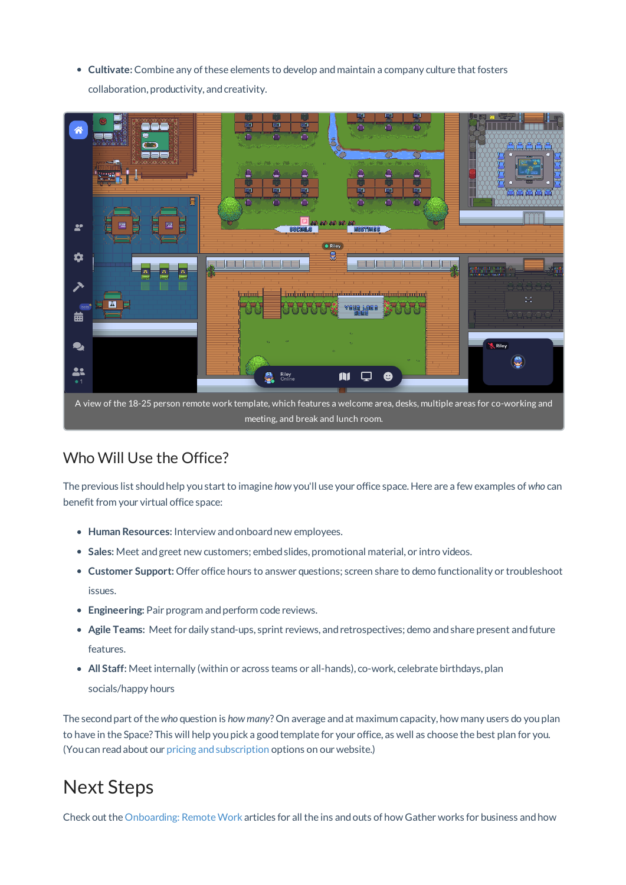- **Cultivate:** Combine any of these elements to develop and maintain a company culture that fosters collaboration, productivity, and creativity.

A view of the 18-25 person remote work template, which features a welcome area, desks, multiple areas for co-working and meeting, and break and lunch room.

## Who Will Use the Office?

The previous list should help you start to imagine *how* you'll use your office space. Here are a few examples of *who* can benefit from your virtual office space:

- **Human Resources:** Interview and onboard new employees.
- **Sales:** Meet and greet new customers; embed slides, promotional material, or intro videos.
- **Customer Support:** Offer office hours to answer questions; screen share to demo functionality or troubleshoot issues.
- **Engineering:** Pair program and perform code reviews.
- **Agile Teams:** Meet for daily stand-ups, sprint reviews, and retrospectives; demo and share present and future features.
- **All Staff:** Meet internally (within or across teams or all-hands), co-work, celebrate birthdays, plan socials/happy hours

The second part of the *who* question is *how many*? On average and at maximum capacity, how many users do you plan to have in the Space? This will help you pick a good template for your office, as well as choose the best plan for you. (You can read about our pricing and subscription options on our website.)

# Next Steps

Check out the Onboarding: Remote Work articles for all the ins and outs of how Gather works for business and how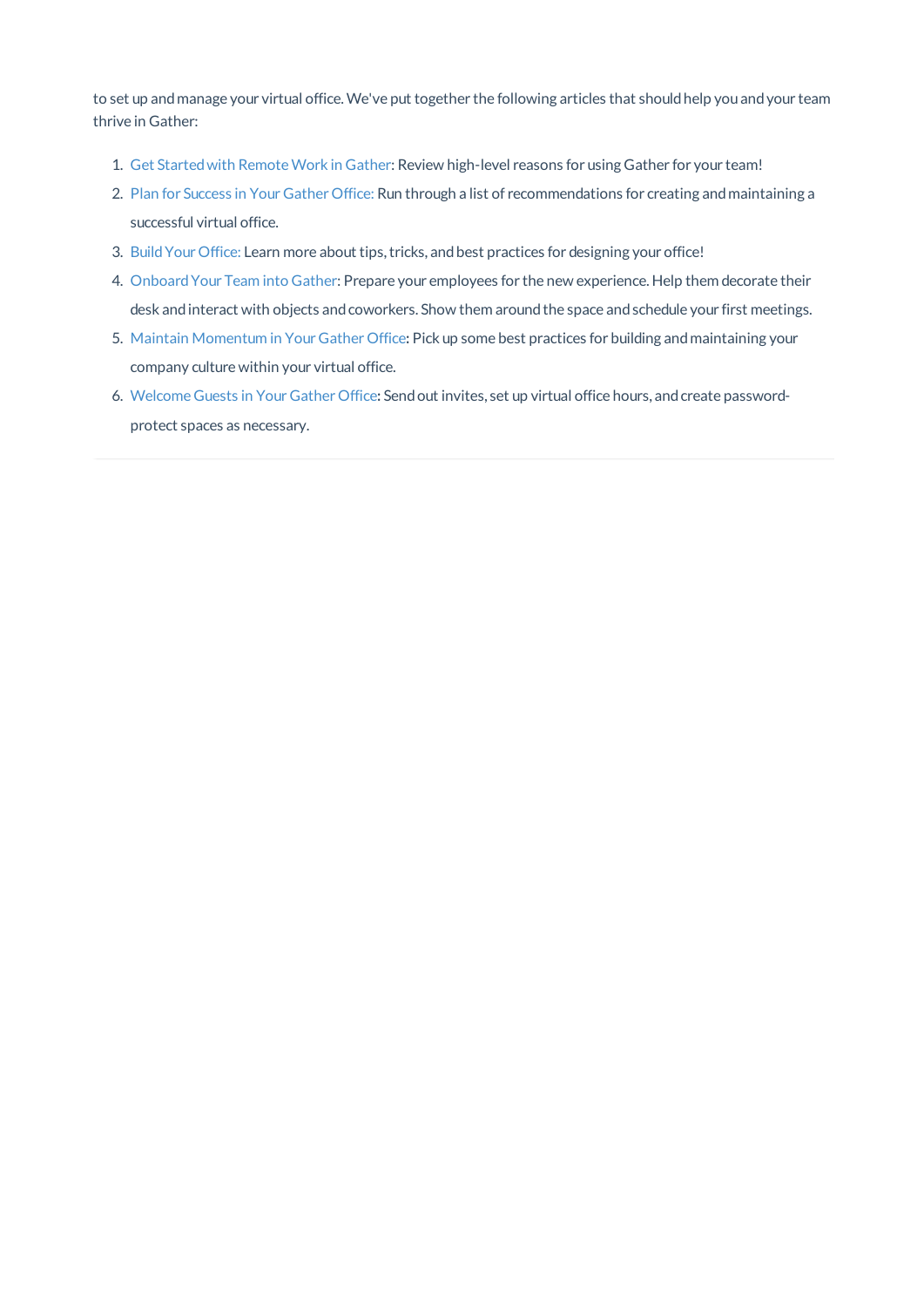to set up and manage your virtual office. We've put together the following articles that should help you and your team thrive in Gather:

1. Get Started with Remote Work in Gather: Review high-level reasons for using Gather for your team!
2. Plan for Success in Your Gather Office: Run through a list of recommendations for creating and maintaining a successful virtual office.
3. Build Your Office: Learn more about tips, tricks, and best practices for designing your office!
4. Onboard Your Team into Gather: Prepare your employees for the new experience. Help them decorate their desk and interact with objects and coworkers. Show them around the space and schedule your first meetings.
5. Maintain Momentum in Your Gather Office: Pick up some best practices for building and maintaining your company culture within your virtual office.
6. Welcome Guests in Your Gather Office: Send out invites, set up virtual office hours, and create password-protect spaces as necessary.

---